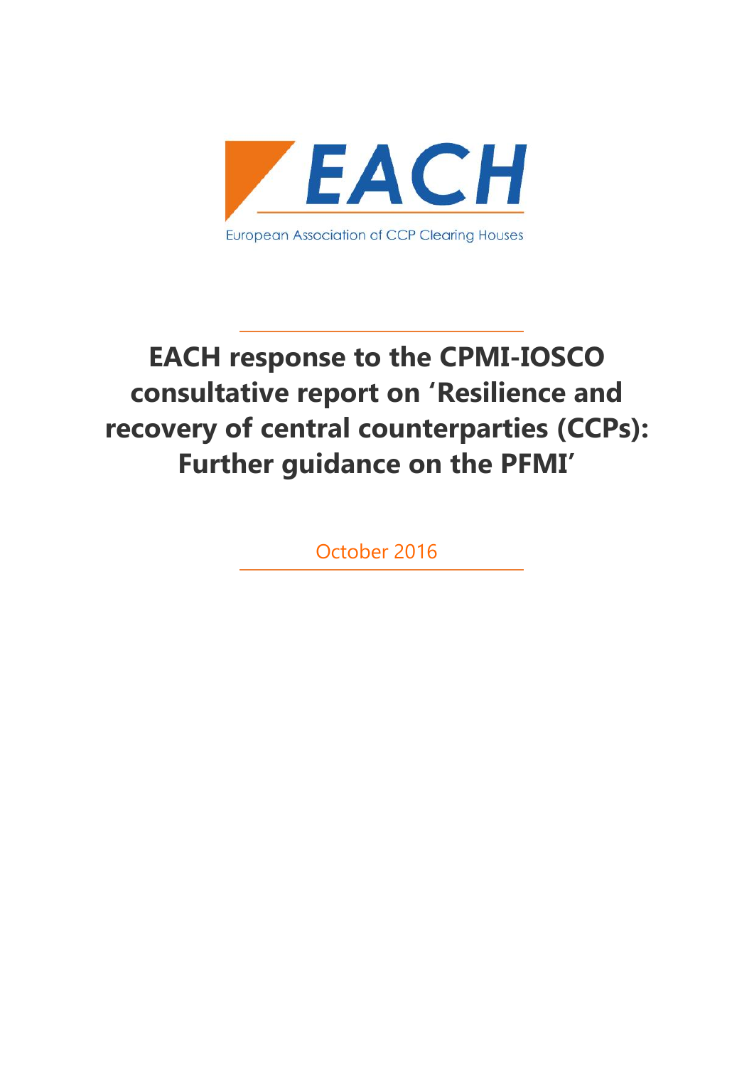EACH

European Association of CCP Clearing Houses

# EACH response to the CPMI-IOSCO consultative report on 'Resilience and recovery of central counterparties (CCPs): Further guidance on the PFMI'

October 2016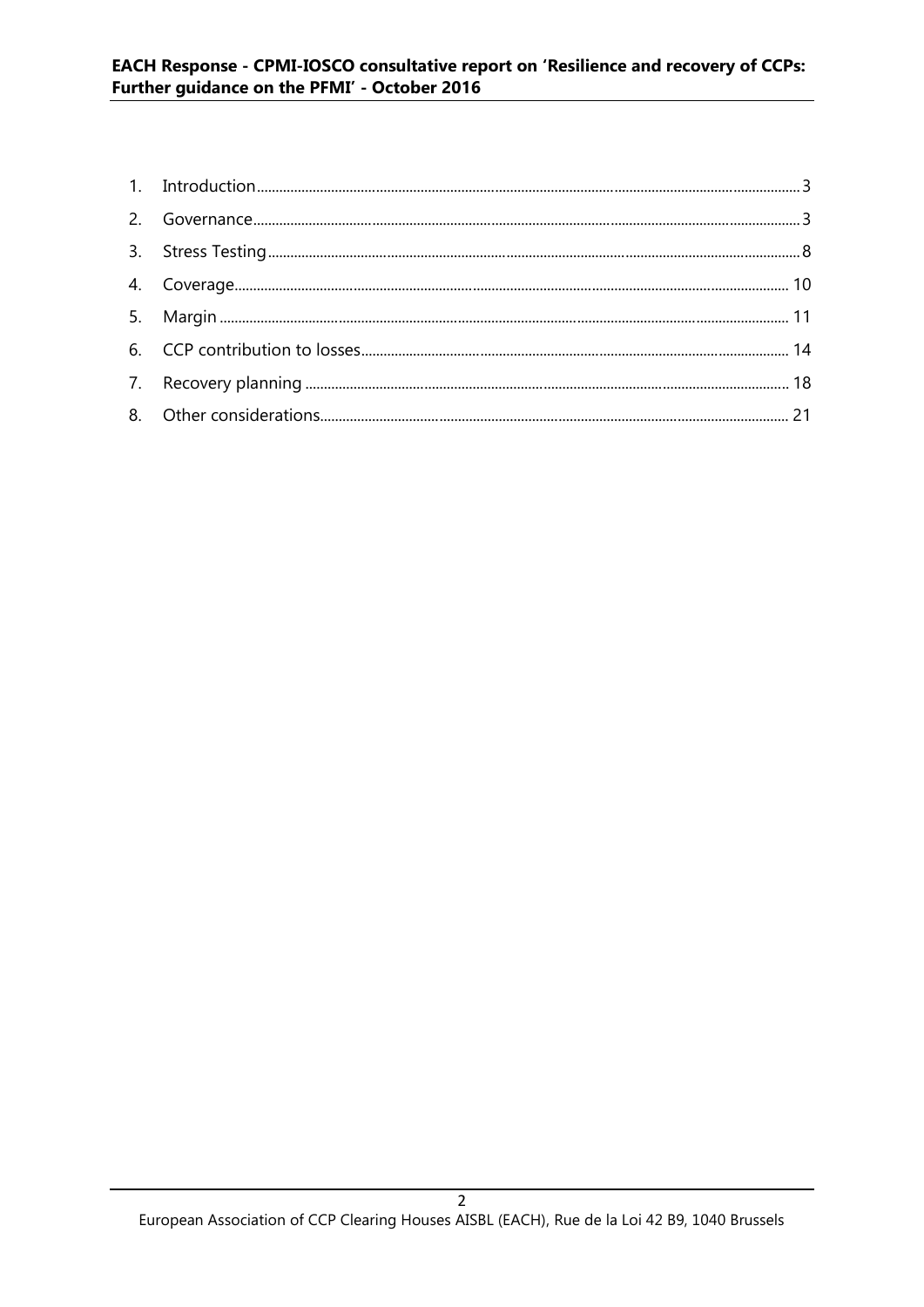1. Introduction ..... 3
2. Governance ..... 3
3. Stress Testing ..... 8
4. Coverage ..... 10
5. Margin ..... 11
6. CCP contribution to losses ..... 14
7. Recovery planning ..... 18
8. Other considerations ..... 21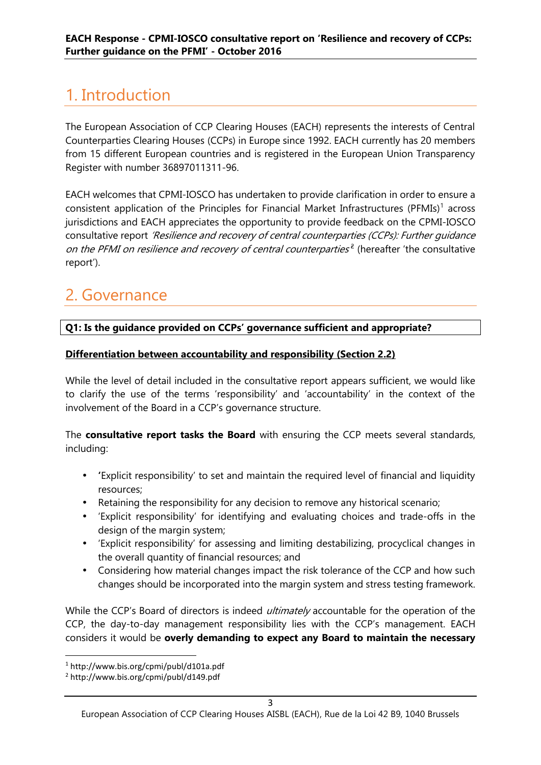# 1. Introduction

The European Association of CCP Clearing Houses (EACH) represents the interests of Central Counterparties Clearing Houses (CCPs) in Europe since 1992. EACH currently has 20 members from 15 different European countries and is registered in the European Union Transparency Register with number 36897011311-96.

EACH welcomes that CPMI-IOSCO has undertaken to provide clarification in order to ensure a consistent application of the Principles for Financial Market Infrastructures (PFMIs)[1] across jurisdictions and EACH appreciates the opportunity to provide feedback on the CPMI-IOSCO consultative report *'Resilience and recovery of central counterparties (CCPs): Further guidance on the PFMI on resilience and recovery of central counterparties'*[2] (hereafter 'the consultative report').

# 2. Governance

**Q1: Is the guidance provided on CCPs' governance sufficient and appropriate?**

**Differentiation between accountability and responsibility (Section 2.2)**

While the level of detail included in the consultative report appears sufficient, we would like to clarify the use of the terms 'responsibility' and 'accountability' in the context of the involvement of the Board in a CCP's governance structure.

The **consultative report tasks the Board** with ensuring the CCP meets several standards, including:

- **'**Explicit responsibility' to set and maintain the required level of financial and liquidity resources;
- Retaining the responsibility for any decision to remove any historical scenario;
- 'Explicit responsibility' for identifying and evaluating choices and trade-offs in the design of the margin system;
- 'Explicit responsibility' for assessing and limiting destabilizing, procyclical changes in the overall quantity of financial resources; and
- Considering how material changes impact the risk tolerance of the CCP and how such changes should be incorporated into the margin system and stress testing framework.

While the CCP's Board of directors is indeed *ultimately* accountable for the operation of the CCP, the day-to-day management responsibility lies with the CCP's management. EACH considers it would be **overly demanding to expect any Board to maintain the necessary**

[1] http://www.bis.org/cpmi/publ/d101a.pdf

[2] http://www.bis.org/cpmi/publ/d149.pdf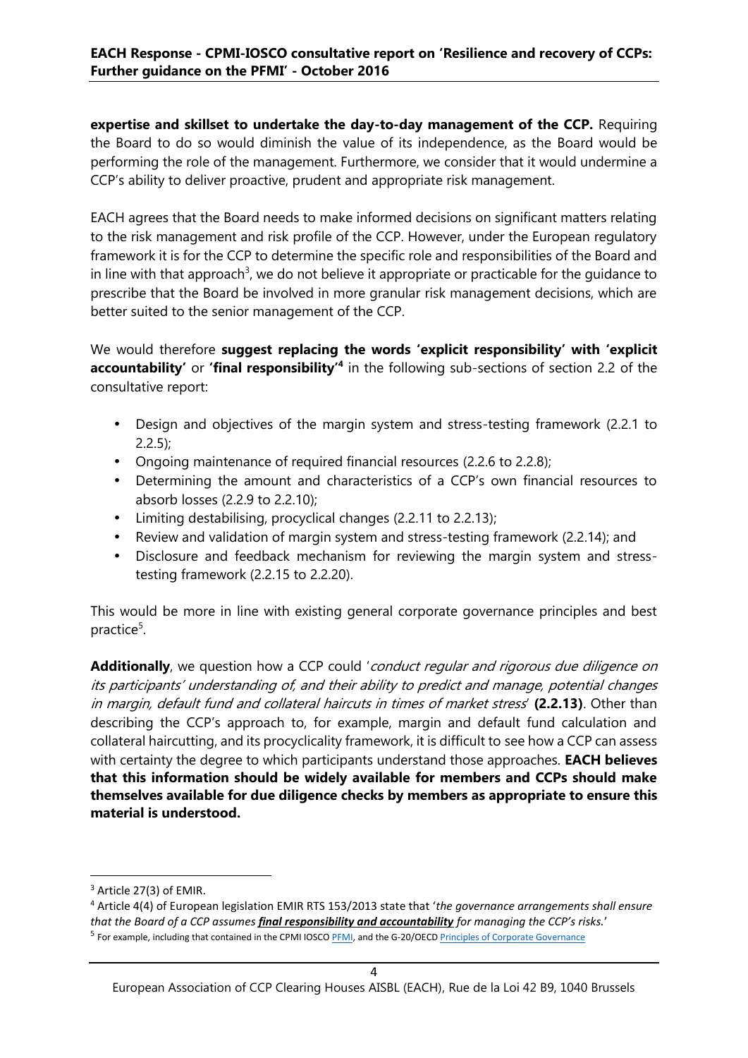**expertise and skillset to undertake the day-to-day management of the CCP.** Requiring the Board to do so would diminish the value of its independence, as the Board would be performing the role of the management. Furthermore, we consider that it would undermine a CCP's ability to deliver proactive, prudent and appropriate risk management.

EACH agrees that the Board needs to make informed decisions on significant matters relating to the risk management and risk profile of the CCP. However, under the European regulatory framework it is for the CCP to determine the specific role and responsibilities of the Board and in line with that approach[3], we do not believe it appropriate or practicable for the guidance to prescribe that the Board be involved in more granular risk management decisions, which are better suited to the senior management of the CCP.

We would therefore **suggest replacing the words 'explicit responsibility' with 'explicit accountability'** or **'final responsibility'[4]** in the following sub-sections of section 2.2 of the consultative report:

- Design and objectives of the margin system and stress-testing framework (2.2.1 to 2.2.5);
- Ongoing maintenance of required financial resources (2.2.6 to 2.2.8);
- Determining the amount and characteristics of a CCP's own financial resources to absorb losses (2.2.9 to 2.2.10);
- Limiting destabilising, procyclical changes (2.2.11 to 2.2.13);
- Review and validation of margin system and stress-testing framework (2.2.14); and
- Disclosure and feedback mechanism for reviewing the margin system and stress-testing framework (2.2.15 to 2.2.20).

This would be more in line with existing general corporate governance principles and best practice[5].

**Additionally**, we question how a CCP could '*conduct regular and rigorous due diligence on its participants' understanding of, and their ability to predict and manage, potential changes in margin, default fund and collateral haircuts in times of market stress*' **(2.2.13)**. Other than describing the CCP's approach to, for example, margin and default fund calculation and collateral haircutting, and its procyclicality framework, it is difficult to see how a CCP can assess with certainty the degree to which participants understand those approaches. **EACH believes that this information should be widely available for members and CCPs should make themselves available for due diligence checks by members as appropriate to ensure this material is understood.**

---

[3] Article 27(3) of EMIR.

[4] Article 4(4) of European legislation EMIR RTS 153/2013 state that '*the governance arrangements shall ensure that the Board of a CCP assumes **final responsibility and accountability** for managing the CCP's risks.*'

[5] For example, including that contained in the CPMI IOSCO PFMI, and the G-20/OECD Principles of Corporate Governance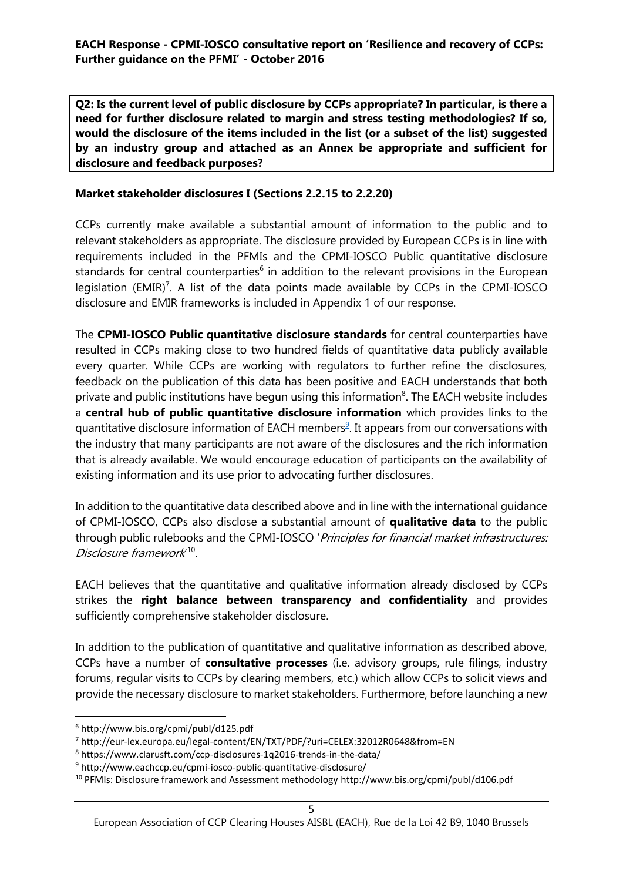**Q2: Is the current level of public disclosure by CCPs appropriate? In particular, is there a need for further disclosure related to margin and stress testing methodologies? If so, would the disclosure of the items included in the list (or a subset of the list) suggested by an industry group and attached as an Annex be appropriate and sufficient for disclosure and feedback purposes?**

**Market stakeholder disclosures I (Sections 2.2.15 to 2.2.20)**

CCPs currently make available a substantial amount of information to the public and to relevant stakeholders as appropriate. The disclosure provided by European CCPs is in line with requirements included in the PFMIs and the CPMI-IOSCO Public quantitative disclosure standards for central counterparties[6] in addition to the relevant provisions in the European legislation (EMIR)[7]. A list of the data points made available by CCPs in the CPMI-IOSCO disclosure and EMIR frameworks is included in Appendix 1 of our response.

The **CPMI-IOSCO Public quantitative disclosure standards** for central counterparties have resulted in CCPs making close to two hundred fields of quantitative data publicly available every quarter. While CCPs are working with regulators to further refine the disclosures, feedback on the publication of this data has been positive and EACH understands that both private and public institutions have begun using this information[8]. The EACH website includes a **central hub of public quantitative disclosure information** which provides links to the quantitative disclosure information of EACH members[9]. It appears from our conversations with the industry that many participants are not aware of the disclosures and the rich information that is already available. We would encourage education of participants on the availability of existing information and its use prior to advocating further disclosures.

In addition to the quantitative data described above and in line with the international guidance of CPMI-IOSCO, CCPs also disclose a substantial amount of **qualitative data** to the public through public rulebooks and the CPMI-IOSCO '*Principles for financial market infrastructures: Disclosure framework*'[10].

EACH believes that the quantitative and qualitative information already disclosed by CCPs strikes the **right balance between transparency and confidentiality** and provides sufficiently comprehensive stakeholder disclosure.

In addition to the publication of quantitative and qualitative information as described above, CCPs have a number of **consultative processes** (i.e. advisory groups, rule filings, industry forums, regular visits to CCPs by clearing members, etc.) which allow CCPs to solicit views and provide the necessary disclosure to market stakeholders. Furthermore, before launching a new

---

[6] http://www.bis.org/cpmi/publ/d125.pdf

[7] http://eur-lex.europa.eu/legal-content/EN/TXT/PDF/?uri=CELEX:32012R0648&from=EN

[8] https://www.clarusft.com/ccp-disclosures-1q2016-trends-in-the-data/

[9] http://www.eachccp.eu/cpmi-iosco-public-quantitative-disclosure/

[10] PFMIs: Disclosure framework and Assessment methodology http://www.bis.org/cpmi/publ/d106.pdf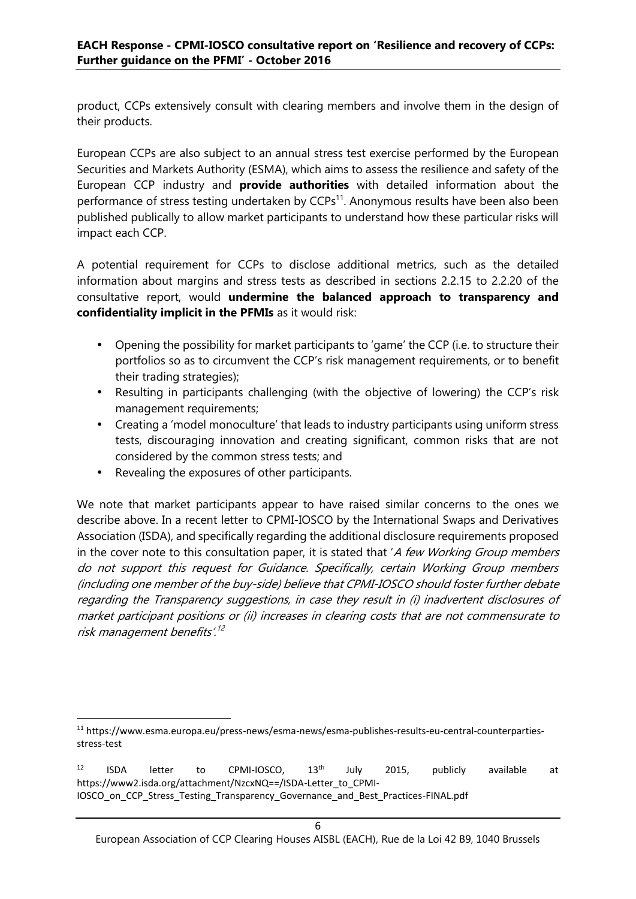product, CCPs extensively consult with clearing members and involve them in the design of their products.

European CCPs are also subject to an annual stress test exercise performed by the European Securities and Markets Authority (ESMA), which aims to assess the resilience and safety of the European CCP industry and **provide authorities** with detailed information about the performance of stress testing undertaken by CCPs[11]. Anonymous results have been also been published publically to allow market participants to understand how these particular risks will impact each CCP.

A potential requirement for CCPs to disclose additional metrics, such as the detailed information about margins and stress tests as described in sections 2.2.15 to 2.2.20 of the consultative report, would **undermine the balanced approach to transparency and confidentiality implicit in the PFMIs** as it would risk:

- Opening the possibility for market participants to 'game' the CCP (i.e. to structure their portfolios so as to circumvent the CCP's risk management requirements, or to benefit their trading strategies);
- Resulting in participants challenging (with the objective of lowering) the CCP's risk management requirements;
- Creating a 'model monoculture' that leads to industry participants using uniform stress tests, discouraging innovation and creating significant, common risks that are not considered by the common stress tests; and
- Revealing the exposures of other participants.

We note that market participants appear to have raised similar concerns to the ones we describe above. In a recent letter to CPMI-IOSCO by the International Swaps and Derivatives Association (ISDA), and specifically regarding the additional disclosure requirements proposed in the cover note to this consultation paper, it is stated that '*A few Working Group members do not support this request for Guidance. Specifically, certain Working Group members (including one member of the buy-side) believe that CPMI-IOSCO should foster further debate regarding the Transparency suggestions, in case they result in (i) inadvertent disclosures of market participant positions or (ii) increases in clearing costs that are not commensurate to risk management benefits*'.[12]

---

[11] https://www.esma.europa.eu/press-news/esma-news/esma-publishes-results-eu-central-counterparties-stress-test

[12] ISDA letter to CPMI-IOSCO, 13th July 2015, publicly available at https://www2.isda.org/attachment/NzcxNQ==/ISDA-Letter_to_CPMI-IOSCO_on_CCP_Stress_Testing_Transparency_Governance_and_Best_Practices-FINAL.pdf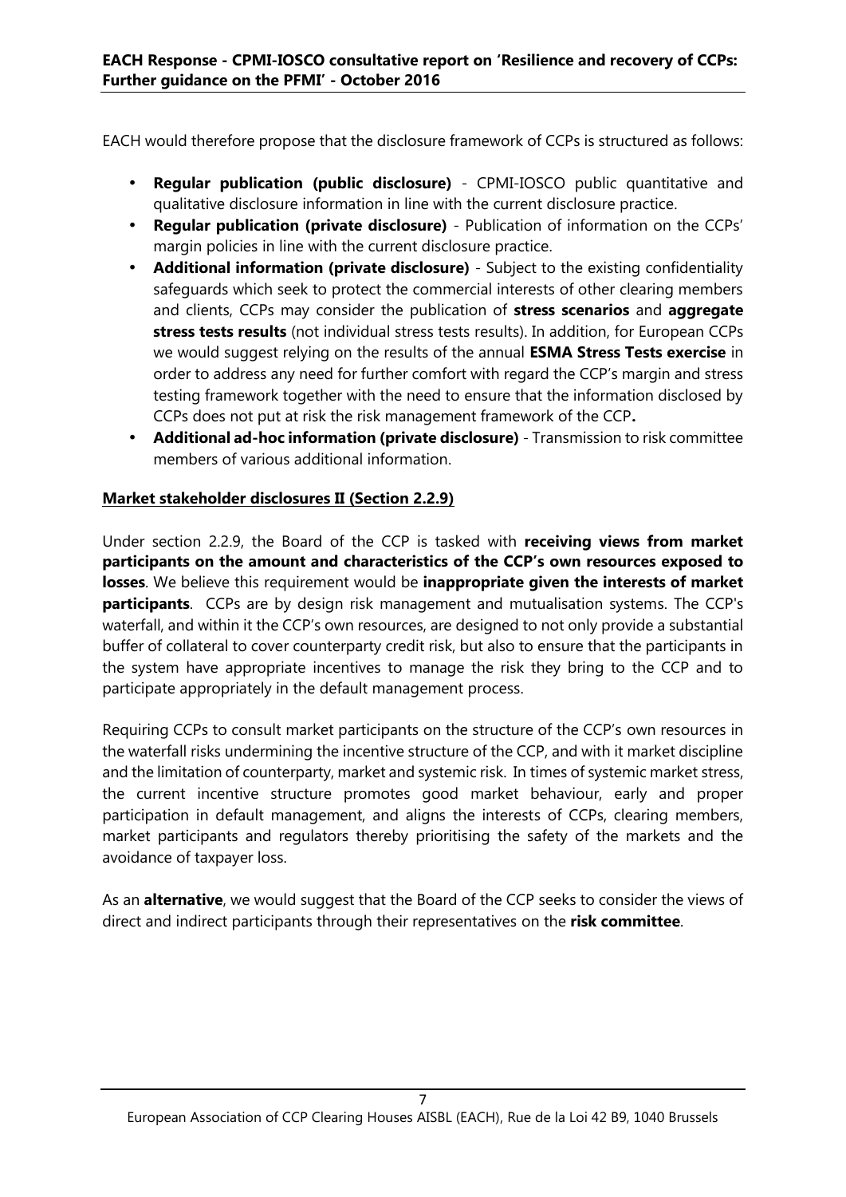EACH would therefore propose that the disclosure framework of CCPs is structured as follows:

- **Regular publication (public disclosure)** - CPMI-IOSCO public quantitative and qualitative disclosure information in line with the current disclosure practice.
- **Regular publication (private disclosure)** - Publication of information on the CCPs' margin policies in line with the current disclosure practice.
- **Additional information (private disclosure)** - Subject to the existing confidentiality safeguards which seek to protect the commercial interests of other clearing members and clients, CCPs may consider the publication of **stress scenarios** and **aggregate stress tests results** (not individual stress tests results). In addition, for European CCPs we would suggest relying on the results of the annual **ESMA Stress Tests exercise** in order to address any need for further comfort with regard the CCP's margin and stress testing framework together with the need to ensure that the information disclosed by CCPs does not put at risk the risk management framework of the CCP**.**
- **Additional ad-hoc information (private disclosure)** - Transmission to risk committee members of various additional information.

**Market stakeholder disclosures II (Section 2.2.9)**

Under section 2.2.9, the Board of the CCP is tasked with **receiving views from market participants on the amount and characteristics of the CCP's own resources exposed to losses**. We believe this requirement would be **inappropriate given the interests of market participants**. CCPs are by design risk management and mutualisation systems. The CCP's waterfall, and within it the CCP's own resources, are designed to not only provide a substantial buffer of collateral to cover counterparty credit risk, but also to ensure that the participants in the system have appropriate incentives to manage the risk they bring to the CCP and to participate appropriately in the default management process.

Requiring CCPs to consult market participants on the structure of the CCP's own resources in the waterfall risks undermining the incentive structure of the CCP, and with it market discipline and the limitation of counterparty, market and systemic risk. In times of systemic market stress, the current incentive structure promotes good market behaviour, early and proper participation in default management, and aligns the interests of CCPs, clearing members, market participants and regulators thereby prioritising the safety of the markets and the avoidance of taxpayer loss.

As an **alternative**, we would suggest that the Board of the CCP seeks to consider the views of direct and indirect participants through their representatives on the **risk committee**.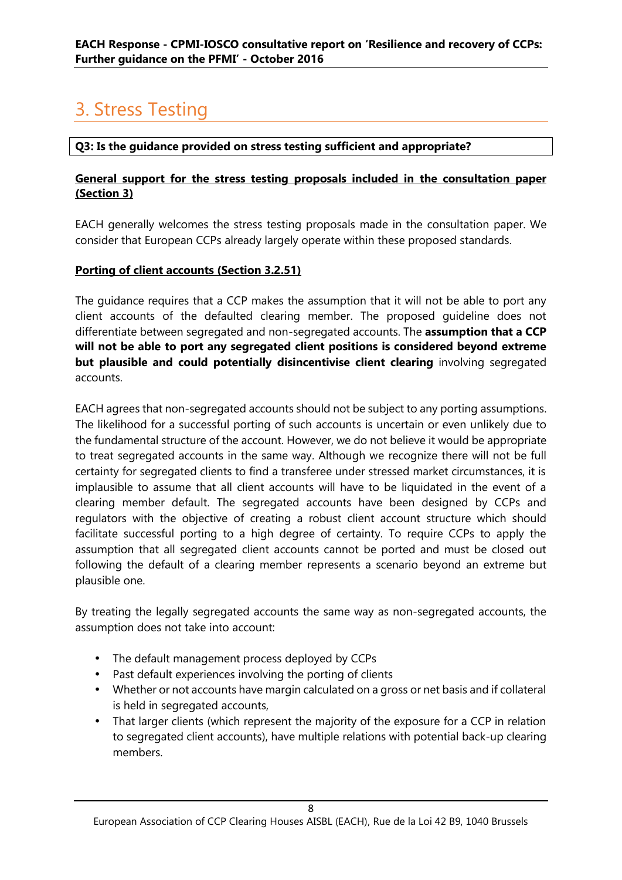# 3. Stress Testing

**Q3: Is the guidance provided on stress testing sufficient and appropriate?**

**General support for the stress testing proposals included in the consultation paper (Section 3)**

EACH generally welcomes the stress testing proposals made in the consultation paper. We consider that European CCPs already largely operate within these proposed standards.

**Porting of client accounts (Section 3.2.51)**

The guidance requires that a CCP makes the assumption that it will not be able to port any client accounts of the defaulted clearing member. The proposed guideline does not differentiate between segregated and non-segregated accounts. The **assumption that a CCP will not be able to port any segregated client positions is considered beyond extreme but plausible and could potentially disincentivise client clearing** involving segregated accounts.

EACH agrees that non-segregated accounts should not be subject to any porting assumptions. The likelihood for a successful porting of such accounts is uncertain or even unlikely due to the fundamental structure of the account. However, we do not believe it would be appropriate to treat segregated accounts in the same way. Although we recognize there will not be full certainty for segregated clients to find a transferee under stressed market circumstances, it is implausible to assume that all client accounts will have to be liquidated in the event of a clearing member default. The segregated accounts have been designed by CCPs and regulators with the objective of creating a robust client account structure which should facilitate successful porting to a high degree of certainty. To require CCPs to apply the assumption that all segregated client accounts cannot be ported and must be closed out following the default of a clearing member represents a scenario beyond an extreme but plausible one.

By treating the legally segregated accounts the same way as non-segregated accounts, the assumption does not take into account:

- The default management process deployed by CCPs
- Past default experiences involving the porting of clients
- Whether or not accounts have margin calculated on a gross or net basis and if collateral is held in segregated accounts,
- That larger clients (which represent the majority of the exposure for a CCP in relation to segregated client accounts), have multiple relations with potential back-up clearing members.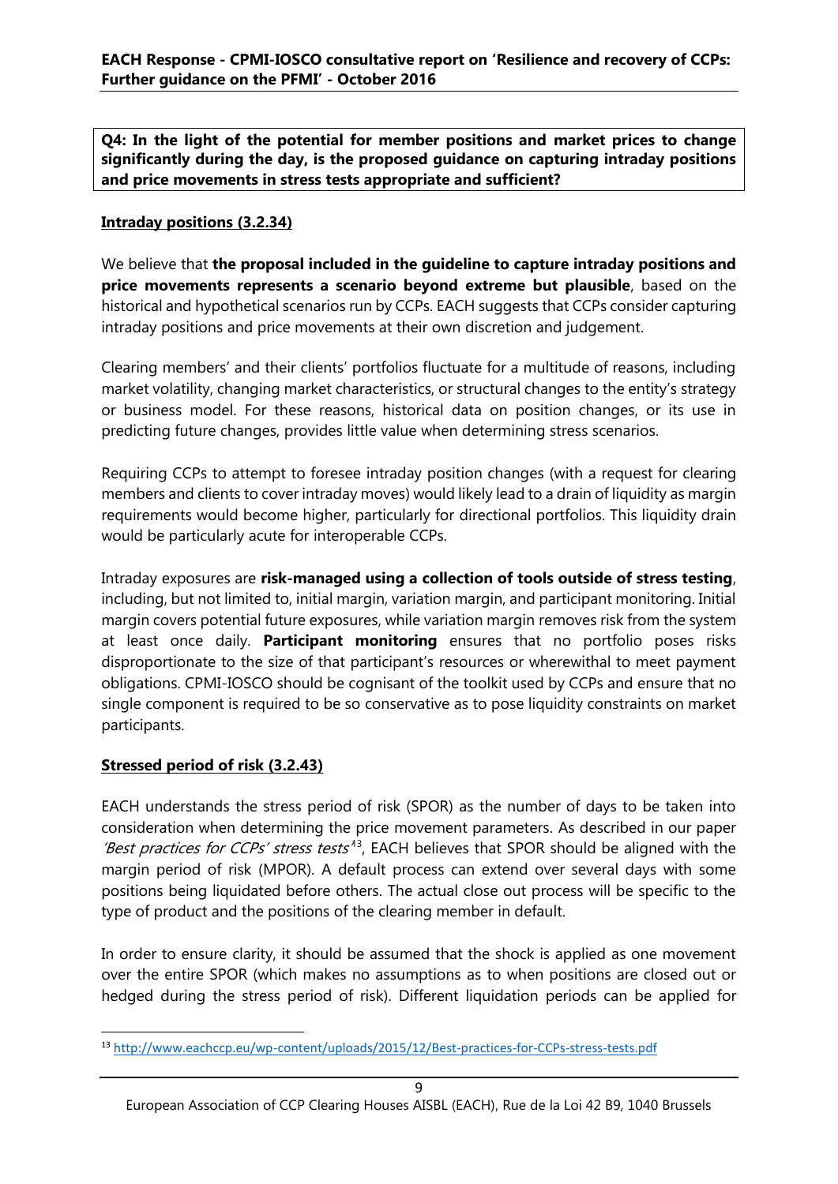**Q4: In the light of the potential for member positions and market prices to change significantly during the day, is the proposed guidance on capturing intraday positions and price movements in stress tests appropriate and sufficient?**

**Intraday positions (3.2.34)**

We believe that **the proposal included in the guideline to capture intraday positions and price movements represents a scenario beyond extreme but plausible**, based on the historical and hypothetical scenarios run by CCPs. EACH suggests that CCPs consider capturing intraday positions and price movements at their own discretion and judgement.

Clearing members' and their clients' portfolios fluctuate for a multitude of reasons, including market volatility, changing market characteristics, or structural changes to the entity's strategy or business model. For these reasons, historical data on position changes, or its use in predicting future changes, provides little value when determining stress scenarios.

Requiring CCPs to attempt to foresee intraday position changes (with a request for clearing members and clients to cover intraday moves) would likely lead to a drain of liquidity as margin requirements would become higher, particularly for directional portfolios. This liquidity drain would be particularly acute for interoperable CCPs.

Intraday exposures are **risk-managed using a collection of tools outside of stress testing**, including, but not limited to, initial margin, variation margin, and participant monitoring. Initial margin covers potential future exposures, while variation margin removes risk from the system at least once daily. **Participant monitoring** ensures that no portfolio poses risks disproportionate to the size of that participant's resources or wherewithal to meet payment obligations. CPMI-IOSCO should be cognisant of the toolkit used by CCPs and ensure that no single component is required to be so conservative as to pose liquidity constraints on market participants.

**Stressed period of risk (3.2.43)**

EACH understands the stress period of risk (SPOR) as the number of days to be taken into consideration when determining the price movement parameters. As described in our paper *'Best practices for CCPs' stress tests'*[13], EACH believes that SPOR should be aligned with the margin period of risk (MPOR). A default process can extend over several days with some positions being liquidated before others. The actual close out process will be specific to the type of product and the positions of the clearing member in default.

In order to ensure clarity, it should be assumed that the shock is applied as one movement over the entire SPOR (which makes no assumptions as to when positions are closed out or hedged during the stress period of risk). Different liquidation periods can be applied for

[13] http://www.eachccp.eu/wp-content/uploads/2015/12/Best-practices-for-CCPs-stress-tests.pdf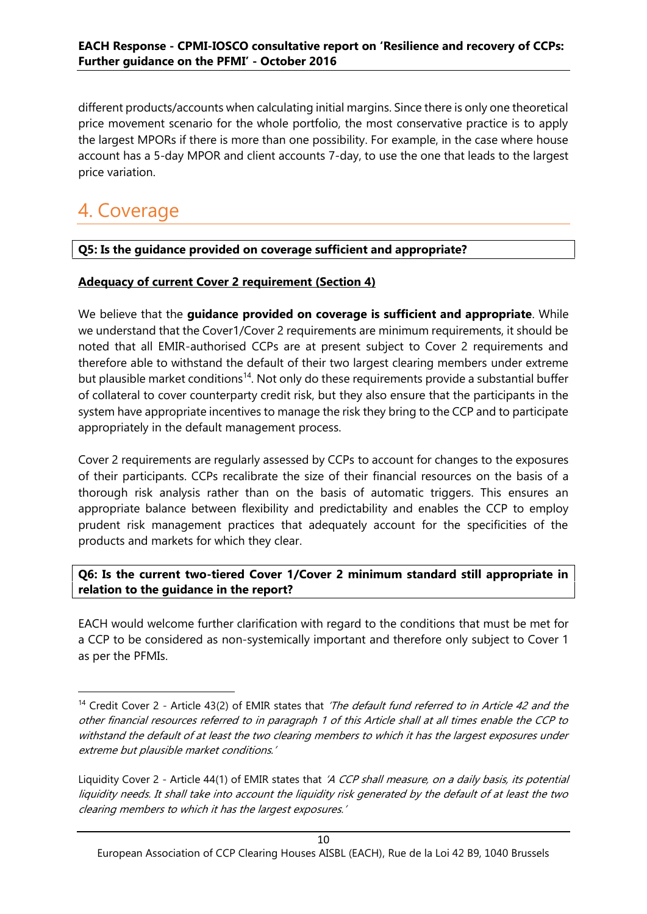different products/accounts when calculating initial margins. Since there is only one theoretical price movement scenario for the whole portfolio, the most conservative practice is to apply the largest MPORs if there is more than one possibility. For example, in the case where house account has a 5-day MPOR and client accounts 7-day, to use the one that leads to the largest price variation.

# 4. Coverage

**Q5: Is the guidance provided on coverage sufficient and appropriate?**

**Adequacy of current Cover 2 requirement (Section 4)**

We believe that the **guidance provided on coverage is sufficient and appropriate**. While we understand that the Cover1/Cover 2 requirements are minimum requirements, it should be noted that all EMIR-authorised CCPs are at present subject to Cover 2 requirements and therefore able to withstand the default of their two largest clearing members under extreme but plausible market conditions[14]. Not only do these requirements provide a substantial buffer of collateral to cover counterparty credit risk, but they also ensure that the participants in the system have appropriate incentives to manage the risk they bring to the CCP and to participate appropriately in the default management process.

Cover 2 requirements are regularly assessed by CCPs to account for changes to the exposures of their participants. CCPs recalibrate the size of their financial resources on the basis of a thorough risk analysis rather than on the basis of automatic triggers. This ensures an appropriate balance between flexibility and predictability and enables the CCP to employ prudent risk management practices that adequately account for the specificities of the products and markets for which they clear.

**Q6: Is the current two-tiered Cover 1/Cover 2 minimum standard still appropriate in relation to the guidance in the report?**

EACH would welcome further clarification with regard to the conditions that must be met for a CCP to be considered as non-systemically important and therefore only subject to Cover 1 as per the PFMIs.

---

[14] Credit Cover 2 - Article 43(2) of EMIR states that *'The default fund referred to in Article 42 and the other financial resources referred to in paragraph 1 of this Article shall at all times enable the CCP to withstand the default of at least the two clearing members to which it has the largest exposures under extreme but plausible market conditions.'*

Liquidity Cover 2 - Article 44(1) of EMIR states that *'A CCP shall measure, on a daily basis, its potential liquidity needs. It shall take into account the liquidity risk generated by the default of at least the two clearing members to which it has the largest exposures.'*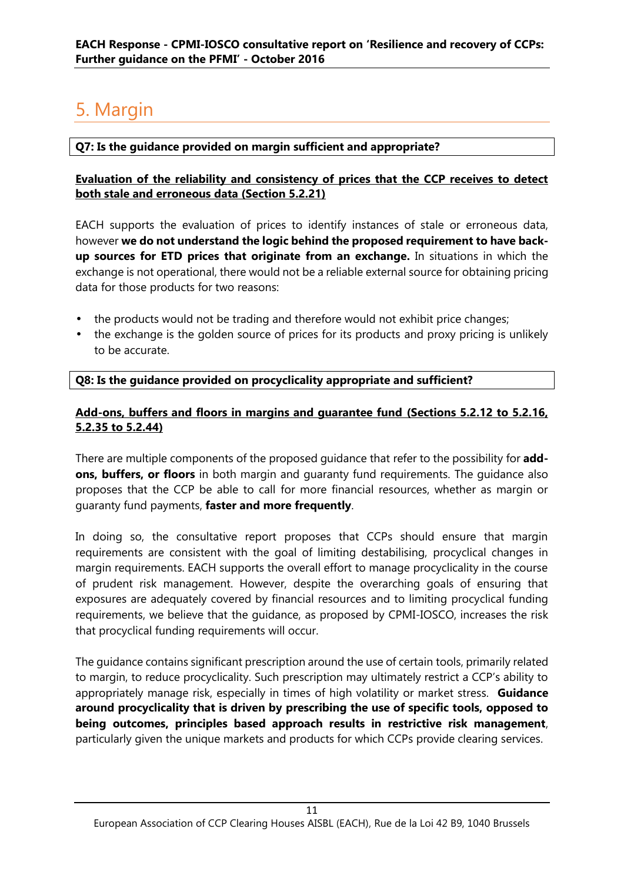# 5. Margin

**Q7: Is the guidance provided on margin sufficient and appropriate?**

**Evaluation of the reliability and consistency of prices that the CCP receives to detect both stale and erroneous data (Section 5.2.21)**

EACH supports the evaluation of prices to identify instances of stale or erroneous data, however **we do not understand the logic behind the proposed requirement to have back-up sources for ETD prices that originate from an exchange.** In situations in which the exchange is not operational, there would not be a reliable external source for obtaining pricing data for those products for two reasons:

- the products would not be trading and therefore would not exhibit price changes;
- the exchange is the golden source of prices for its products and proxy pricing is unlikely to be accurate.

**Q8: Is the guidance provided on procyclicality appropriate and sufficient?**

**Add-ons, buffers and floors in margins and guarantee fund (Sections 5.2.12 to 5.2.16, 5.2.35 to 5.2.44)**

There are multiple components of the proposed guidance that refer to the possibility for **add-ons, buffers, or floors** in both margin and guaranty fund requirements. The guidance also proposes that the CCP be able to call for more financial resources, whether as margin or guaranty fund payments, **faster and more frequently**.

In doing so, the consultative report proposes that CCPs should ensure that margin requirements are consistent with the goal of limiting destabilising, procyclical changes in margin requirements. EACH supports the overall effort to manage procyclicality in the course of prudent risk management. However, despite the overarching goals of ensuring that exposures are adequately covered by financial resources and to limiting procyclical funding requirements, we believe that the guidance, as proposed by CPMI-IOSCO, increases the risk that procyclical funding requirements will occur.

The guidance contains significant prescription around the use of certain tools, primarily related to margin, to reduce procyclicality. Such prescription may ultimately restrict a CCP's ability to appropriately manage risk, especially in times of high volatility or market stress. **Guidance around procyclicality that is driven by prescribing the use of specific tools, opposed to being outcomes, principles based approach results in restrictive risk management**, particularly given the unique markets and products for which CCPs provide clearing services.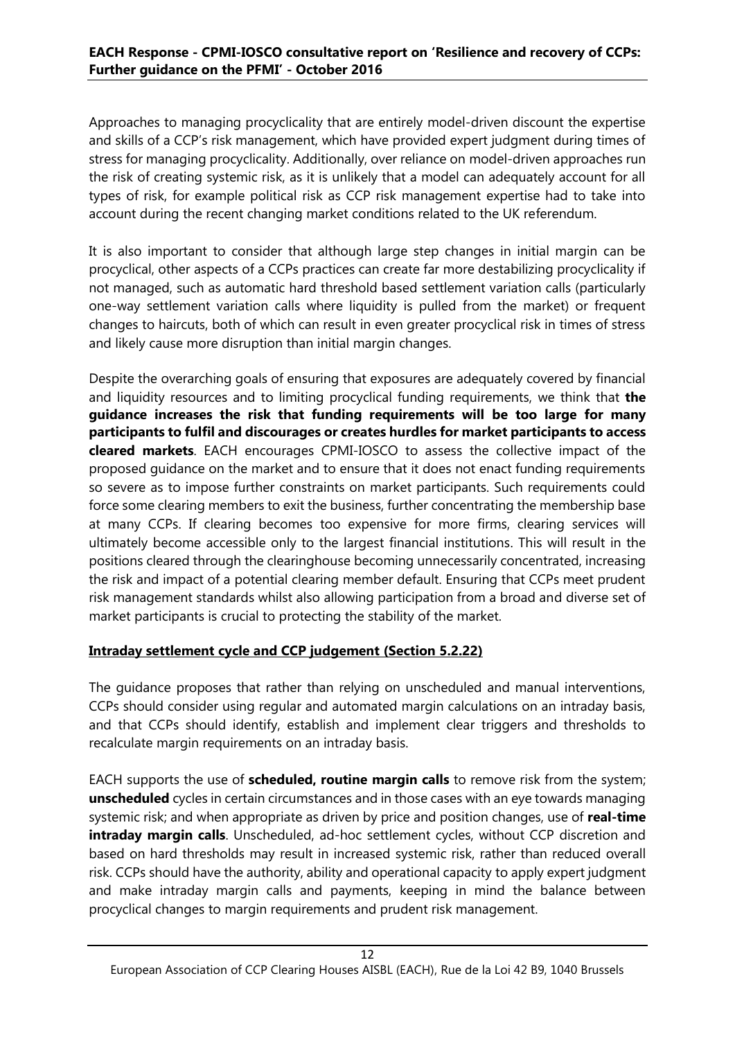Approaches to managing procyclicality that are entirely model-driven discount the expertise and skills of a CCP's risk management, which have provided expert judgment during times of stress for managing procyclicality. Additionally, over reliance on model-driven approaches run the risk of creating systemic risk, as it is unlikely that a model can adequately account for all types of risk, for example political risk as CCP risk management expertise had to take into account during the recent changing market conditions related to the UK referendum.

It is also important to consider that although large step changes in initial margin can be procyclical, other aspects of a CCPs practices can create far more destabilizing procyclicality if not managed, such as automatic hard threshold based settlement variation calls (particularly one-way settlement variation calls where liquidity is pulled from the market) or frequent changes to haircuts, both of which can result in even greater procyclical risk in times of stress and likely cause more disruption than initial margin changes.

Despite the overarching goals of ensuring that exposures are adequately covered by financial and liquidity resources and to limiting procyclical funding requirements, we think that **the guidance increases the risk that funding requirements will be too large for many participants to fulfil and discourages or creates hurdles for market participants to access cleared markets**. EACH encourages CPMI-IOSCO to assess the collective impact of the proposed guidance on the market and to ensure that it does not enact funding requirements so severe as to impose further constraints on market participants. Such requirements could force some clearing members to exit the business, further concentrating the membership base at many CCPs. If clearing becomes too expensive for more firms, clearing services will ultimately become accessible only to the largest financial institutions. This will result in the positions cleared through the clearinghouse becoming unnecessarily concentrated, increasing the risk and impact of a potential clearing member default. Ensuring that CCPs meet prudent risk management standards whilst also allowing participation from a broad and diverse set of market participants is crucial to protecting the stability of the market.

## Intraday settlement cycle and CCP judgement (Section 5.2.22)

The guidance proposes that rather than relying on unscheduled and manual interventions, CCPs should consider using regular and automated margin calculations on an intraday basis, and that CCPs should identify, establish and implement clear triggers and thresholds to recalculate margin requirements on an intraday basis.

EACH supports the use of **scheduled, routine margin calls** to remove risk from the system; **unscheduled** cycles in certain circumstances and in those cases with an eye towards managing systemic risk; and when appropriate as driven by price and position changes, use of **real-time intraday margin calls**. Unscheduled, ad-hoc settlement cycles, without CCP discretion and based on hard thresholds may result in increased systemic risk, rather than reduced overall risk. CCPs should have the authority, ability and operational capacity to apply expert judgment and make intraday margin calls and payments, keeping in mind the balance between procyclical changes to margin requirements and prudent risk management.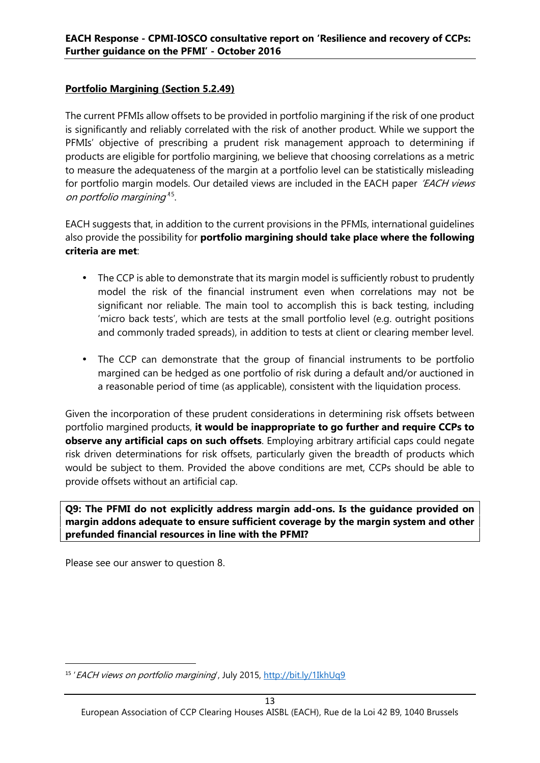**Portfolio Margining (Section 5.2.49)**

The current PFMIs allow offsets to be provided in portfolio margining if the risk of one product is significantly and reliably correlated with the risk of another product. While we support the PFMIs' objective of prescribing a prudent risk management approach to determining if products are eligible for portfolio margining, we believe that choosing correlations as a metric to measure the adequateness of the margin at a portfolio level can be statistically misleading for portfolio margin models. Our detailed views are included in the EACH paper *'EACH views on portfolio margining'*[15].

EACH suggests that, in addition to the current provisions in the PFMIs, international guidelines also provide the possibility for **portfolio margining should take place where the following criteria are met**:

- The CCP is able to demonstrate that its margin model is sufficiently robust to prudently model the risk of the financial instrument even when correlations may not be significant nor reliable. The main tool to accomplish this is back testing, including 'micro back tests', which are tests at the small portfolio level (e.g. outright positions and commonly traded spreads), in addition to tests at client or clearing member level.
- The CCP can demonstrate that the group of financial instruments to be portfolio margined can be hedged as one portfolio of risk during a default and/or auctioned in a reasonable period of time (as applicable), consistent with the liquidation process.

Given the incorporation of these prudent considerations in determining risk offsets between portfolio margined products, **it would be inappropriate to go further and require CCPs to observe any artificial caps on such offsets**. Employing arbitrary artificial caps could negate risk driven determinations for risk offsets, particularly given the breadth of products which would be subject to them. Provided the above conditions are met, CCPs should be able to provide offsets without an artificial cap.

**Q9: The PFMI do not explicitly address margin add-ons. Is the guidance provided on margin addons adequate to ensure sufficient coverage by the margin system and other prefunded financial resources in line with the PFMI?**

Please see our answer to question 8.

[15] '*EACH views on portfolio margining*', July 2015, http://bit.ly/1IkhUq9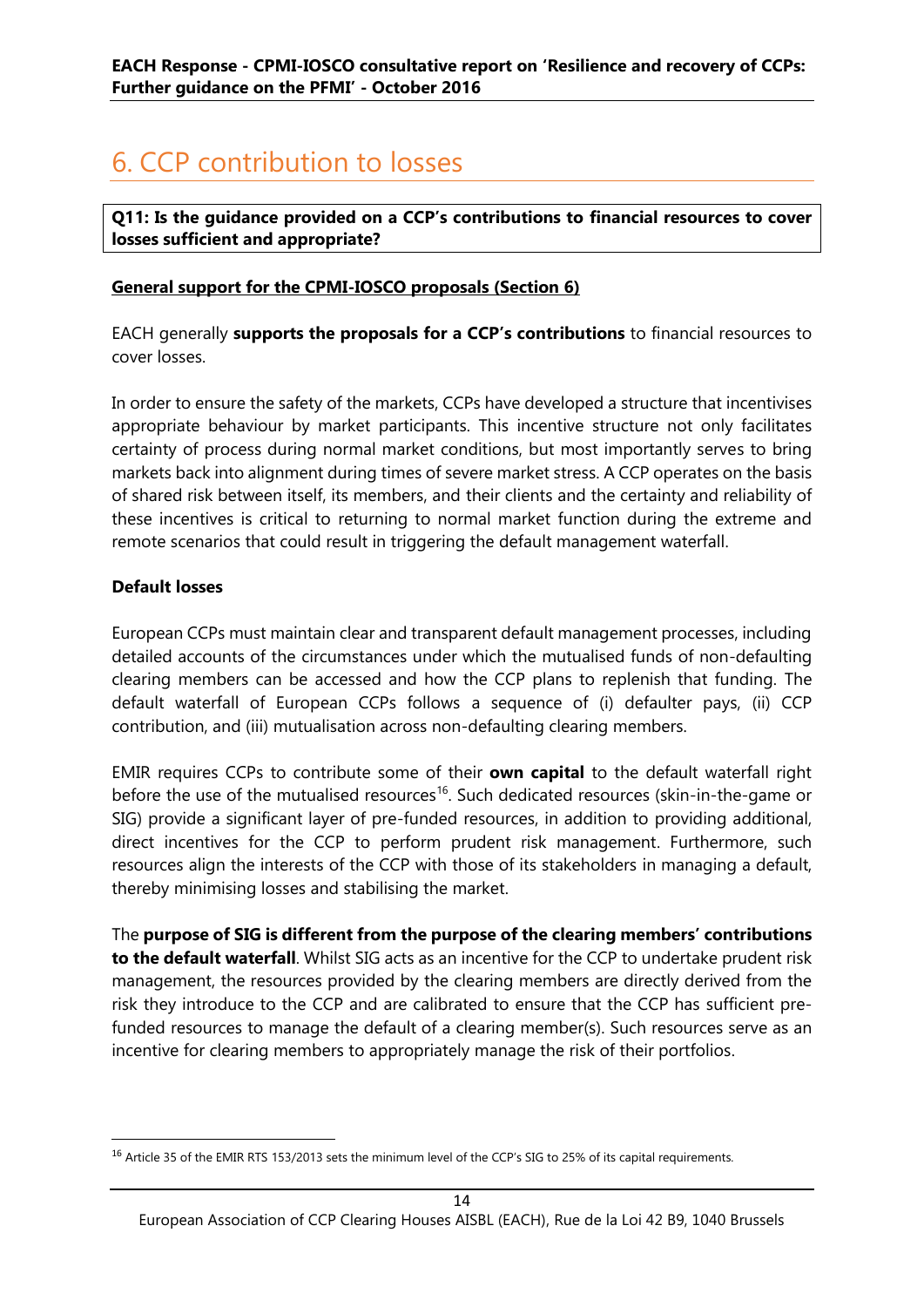# 6. CCP contribution to losses

**Q11: Is the guidance provided on a CCP's contributions to financial resources to cover losses sufficient and appropriate?**

**General support for the CPMI-IOSCO proposals (Section 6)**

EACH generally **supports the proposals for a CCP's contributions** to financial resources to cover losses.

In order to ensure the safety of the markets, CCPs have developed a structure that incentivises appropriate behaviour by market participants. This incentive structure not only facilitates certainty of process during normal market conditions, but most importantly serves to bring markets back into alignment during times of severe market stress. A CCP operates on the basis of shared risk between itself, its members, and their clients and the certainty and reliability of these incentives is critical to returning to normal market function during the extreme and remote scenarios that could result in triggering the default management waterfall.

**Default losses**

European CCPs must maintain clear and transparent default management processes, including detailed accounts of the circumstances under which the mutualised funds of non-defaulting clearing members can be accessed and how the CCP plans to replenish that funding. The default waterfall of European CCPs follows a sequence of (i) defaulter pays, (ii) CCP contribution, and (iii) mutualisation across non-defaulting clearing members.

EMIR requires CCPs to contribute some of their **own capital** to the default waterfall right before the use of the mutualised resources[16]. Such dedicated resources (skin-in-the-game or SIG) provide a significant layer of pre-funded resources, in addition to providing additional, direct incentives for the CCP to perform prudent risk management. Furthermore, such resources align the interests of the CCP with those of its stakeholders in managing a default, thereby minimising losses and stabilising the market.

The **purpose of SIG is different from the purpose of the clearing members' contributions to the default waterfall**. Whilst SIG acts as an incentive for the CCP to undertake prudent risk management, the resources provided by the clearing members are directly derived from the risk they introduce to the CCP and are calibrated to ensure that the CCP has sufficient pre-funded resources to manage the default of a clearing member(s). Such resources serve as an incentive for clearing members to appropriately manage the risk of their portfolios.

[16] Article 35 of the EMIR RTS 153/2013 sets the minimum level of the CCP's SIG to 25% of its capital requirements.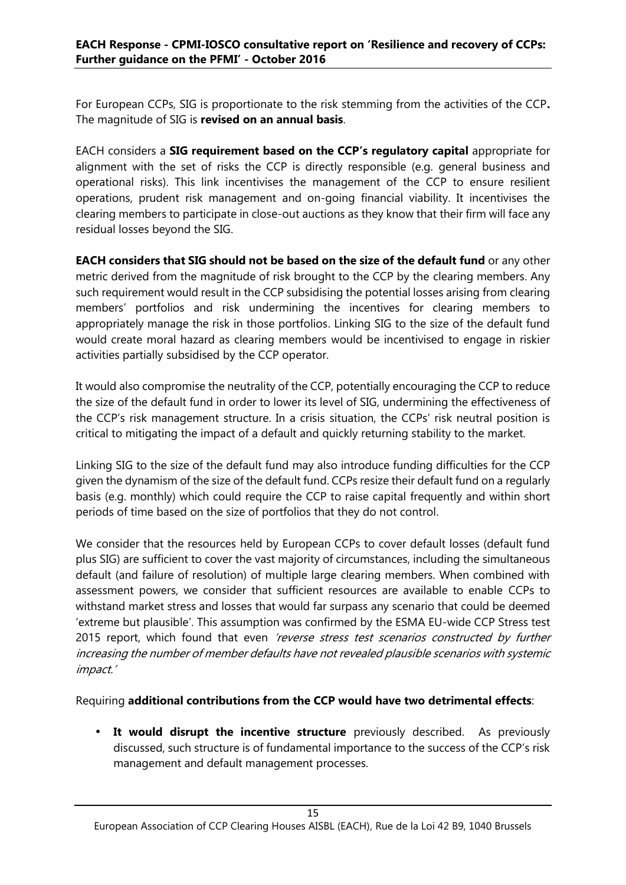For European CCPs, SIG is proportionate to the risk stemming from the activities of the CCP**.** The magnitude of SIG is **revised on an annual basis**.

EACH considers a **SIG requirement based on the CCP's regulatory capital** appropriate for alignment with the set of risks the CCP is directly responsible (e.g. general business and operational risks). This link incentivises the management of the CCP to ensure resilient operations, prudent risk management and on-going financial viability. It incentivises the clearing members to participate in close-out auctions as they know that their firm will face any residual losses beyond the SIG.

**EACH considers that SIG should not be based on the size of the default fund** or any other metric derived from the magnitude of risk brought to the CCP by the clearing members. Any such requirement would result in the CCP subsidising the potential losses arising from clearing members' portfolios and risk undermining the incentives for clearing members to appropriately manage the risk in those portfolios. Linking SIG to the size of the default fund would create moral hazard as clearing members would be incentivised to engage in riskier activities partially subsidised by the CCP operator.

It would also compromise the neutrality of the CCP, potentially encouraging the CCP to reduce the size of the default fund in order to lower its level of SIG, undermining the effectiveness of the CCP's risk management structure. In a crisis situation, the CCPs' risk neutral position is critical to mitigating the impact of a default and quickly returning stability to the market.

Linking SIG to the size of the default fund may also introduce funding difficulties for the CCP given the dynamism of the size of the default fund. CCPs resize their default fund on a regularly basis (e.g. monthly) which could require the CCP to raise capital frequently and within short periods of time based on the size of portfolios that they do not control.

We consider that the resources held by European CCPs to cover default losses (default fund plus SIG) are sufficient to cover the vast majority of circumstances, including the simultaneous default (and failure of resolution) of multiple large clearing members. When combined with assessment powers, we consider that sufficient resources are available to enable CCPs to withstand market stress and losses that would far surpass any scenario that could be deemed 'extreme but plausible'. This assumption was confirmed by the ESMA EU-wide CCP Stress test 2015 report, which found that even *'reverse stress test scenarios constructed by further increasing the number of member defaults have not revealed plausible scenarios with systemic impact.'*

Requiring **additional contributions from the CCP would have two detrimental effects**:

- **It would disrupt the incentive structure** previously described. As previously discussed, such structure is of fundamental importance to the success of the CCP's risk management and default management processes.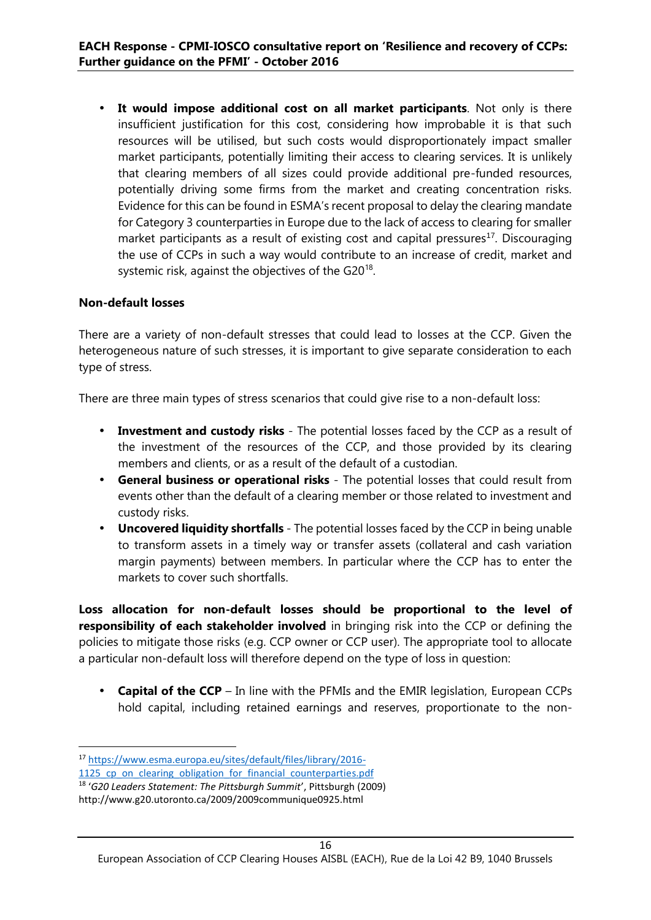- **It would impose additional cost on all market participants**. Not only is there insufficient justification for this cost, considering how improbable it is that such resources will be utilised, but such costs would disproportionately impact smaller market participants, potentially limiting their access to clearing services. It is unlikely that clearing members of all sizes could provide additional pre-funded resources, potentially driving some firms from the market and creating concentration risks. Evidence for this can be found in ESMA's recent proposal to delay the clearing mandate for Category 3 counterparties in Europe due to the lack of access to clearing for smaller market participants as a result of existing cost and capital pressures[17]. Discouraging the use of CCPs in such a way would contribute to an increase of credit, market and systemic risk, against the objectives of the G20[18].

**Non-default losses**

There are a variety of non-default stresses that could lead to losses at the CCP. Given the heterogeneous nature of such stresses, it is important to give separate consideration to each type of stress.

There are three main types of stress scenarios that could give rise to a non-default loss:

- **Investment and custody risks** - The potential losses faced by the CCP as a result of the investment of the resources of the CCP, and those provided by its clearing members and clients, or as a result of the default of a custodian.
- **General business or operational risks** - The potential losses that could result from events other than the default of a clearing member or those related to investment and custody risks.
- **Uncovered liquidity shortfalls** - The potential losses faced by the CCP in being unable to transform assets in a timely way or transfer assets (collateral and cash variation margin payments) between members. In particular where the CCP has to enter the markets to cover such shortfalls.

**Loss allocation for non-default losses should be proportional to the level of responsibility of each stakeholder involved** in bringing risk into the CCP or defining the policies to mitigate those risks (e.g. CCP owner or CCP user). The appropriate tool to allocate a particular non-default loss will therefore depend on the type of loss in question:

- **Capital of the CCP** – In line with the PFMIs and the EMIR legislation, European CCPs hold capital, including retained earnings and reserves, proportionate to the non-

---

[17] https://www.esma.europa.eu/sites/default/files/library/2016-1125_cp_on_clearing_obligation_for_financial_counterparties.pdf

[18] '*G20 Leaders Statement: The Pittsburgh Summit*', Pittsburgh (2009) http://www.g20.utoronto.ca/2009/2009communique0925.html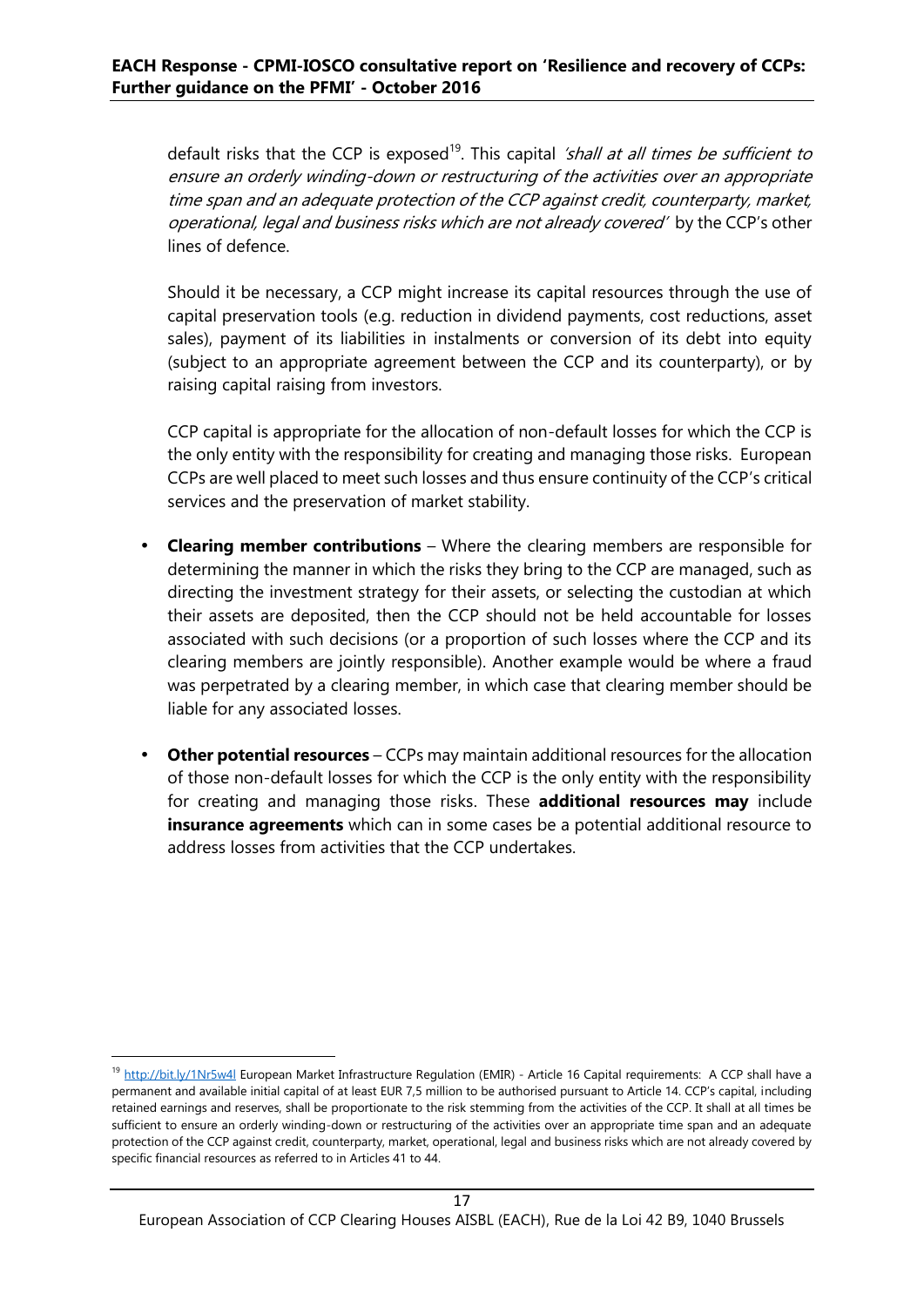default risks that the CCP is exposed[19]. This capital *'shall at all times be sufficient to ensure an orderly winding-down or restructuring of the activities over an appropriate time span and an adequate protection of the CCP against credit, counterparty, market, operational, legal and business risks which are not already covered'* by the CCP's other lines of defence.

Should it be necessary, a CCP might increase its capital resources through the use of capital preservation tools (e.g. reduction in dividend payments, cost reductions, asset sales), payment of its liabilities in instalments or conversion of its debt into equity (subject to an appropriate agreement between the CCP and its counterparty), or by raising capital raising from investors.

CCP capital is appropriate for the allocation of non-default losses for which the CCP is the only entity with the responsibility for creating and managing those risks. European CCPs are well placed to meet such losses and thus ensure continuity of the CCP's critical services and the preservation of market stability.

- **Clearing member contributions** – Where the clearing members are responsible for determining the manner in which the risks they bring to the CCP are managed, such as directing the investment strategy for their assets, or selecting the custodian at which their assets are deposited, then the CCP should not be held accountable for losses associated with such decisions (or a proportion of such losses where the CCP and its clearing members are jointly responsible). Another example would be where a fraud was perpetrated by a clearing member, in which case that clearing member should be liable for any associated losses.

- **Other potential resources** – CCPs may maintain additional resources for the allocation of those non-default losses for which the CCP is the only entity with the responsibility for creating and managing those risks. These **additional resources may** include **insurance agreements** which can in some cases be a potential additional resource to address losses from activities that the CCP undertakes.

---

[19] http://bit.ly/1Nr5w4l European Market Infrastructure Regulation (EMIR) - Article 16 Capital requirements: A CCP shall have a permanent and available initial capital of at least EUR 7,5 million to be authorised pursuant to Article 14. CCP's capital, including retained earnings and reserves, shall be proportionate to the risk stemming from the activities of the CCP. It shall at all times be sufficient to ensure an orderly winding-down or restructuring of the activities over an appropriate time span and an adequate protection of the CCP against credit, counterparty, market, operational, legal and business risks which are not already covered by specific financial resources as referred to in Articles 41 to 44.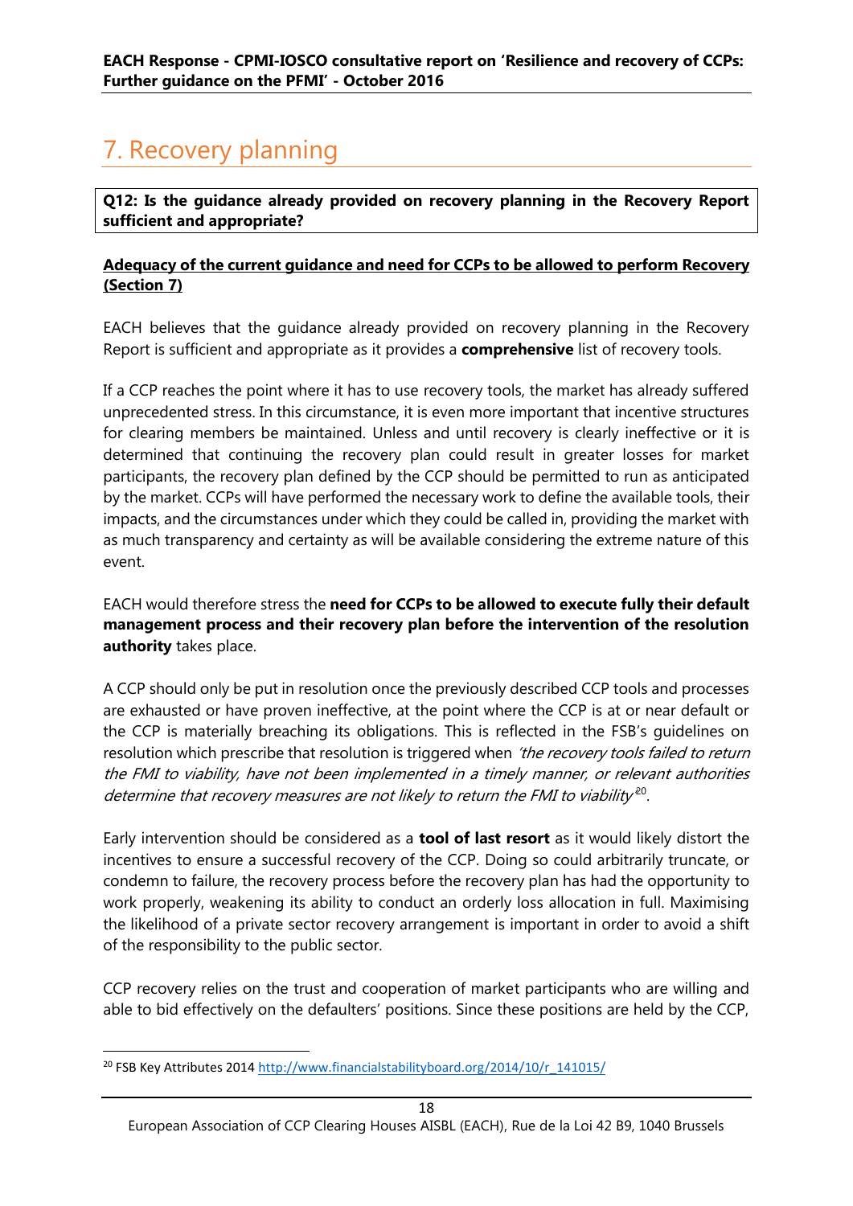# 7. Recovery planning

**Q12: Is the guidance already provided on recovery planning in the Recovery Report sufficient and appropriate?**

**<u>Adequacy of the current guidance and need for CCPs to be allowed to perform Recovery (Section 7)</u>**

EACH believes that the guidance already provided on recovery planning in the Recovery Report is sufficient and appropriate as it provides a **comprehensive** list of recovery tools.

If a CCP reaches the point where it has to use recovery tools, the market has already suffered unprecedented stress. In this circumstance, it is even more important that incentive structures for clearing members be maintained. Unless and until recovery is clearly ineffective or it is determined that continuing the recovery plan could result in greater losses for market participants, the recovery plan defined by the CCP should be permitted to run as anticipated by the market. CCPs will have performed the necessary work to define the available tools, their impacts, and the circumstances under which they could be called in, providing the market with as much transparency and certainty as will be available considering the extreme nature of this event.

EACH would therefore stress the **need for CCPs to be allowed to execute fully their default management process and their recovery plan before the intervention of the resolution authority** takes place.

A CCP should only be put in resolution once the previously described CCP tools and processes are exhausted or have proven ineffective, at the point where the CCP is at or near default or the CCP is materially breaching its obligations. This is reflected in the FSB's guidelines on resolution which prescribe that resolution is triggered when *'the recovery tools failed to return the FMI to viability, have not been implemented in a timely manner, or relevant authorities determine that recovery measures are not likely to return the FMI to viability'*[20].

Early intervention should be considered as a **tool of last resort** as it would likely distort the incentives to ensure a successful recovery of the CCP. Doing so could arbitrarily truncate, or condemn to failure, the recovery process before the recovery plan has had the opportunity to work properly, weakening its ability to conduct an orderly loss allocation in full. Maximising the likelihood of a private sector recovery arrangement is important in order to avoid a shift of the responsibility to the public sector.

CCP recovery relies on the trust and cooperation of market participants who are willing and able to bid effectively on the defaulters' positions. Since these positions are held by the CCP,

[20] FSB Key Attributes 2014 http://www.financialstabilityboard.org/2014/10/r_141015/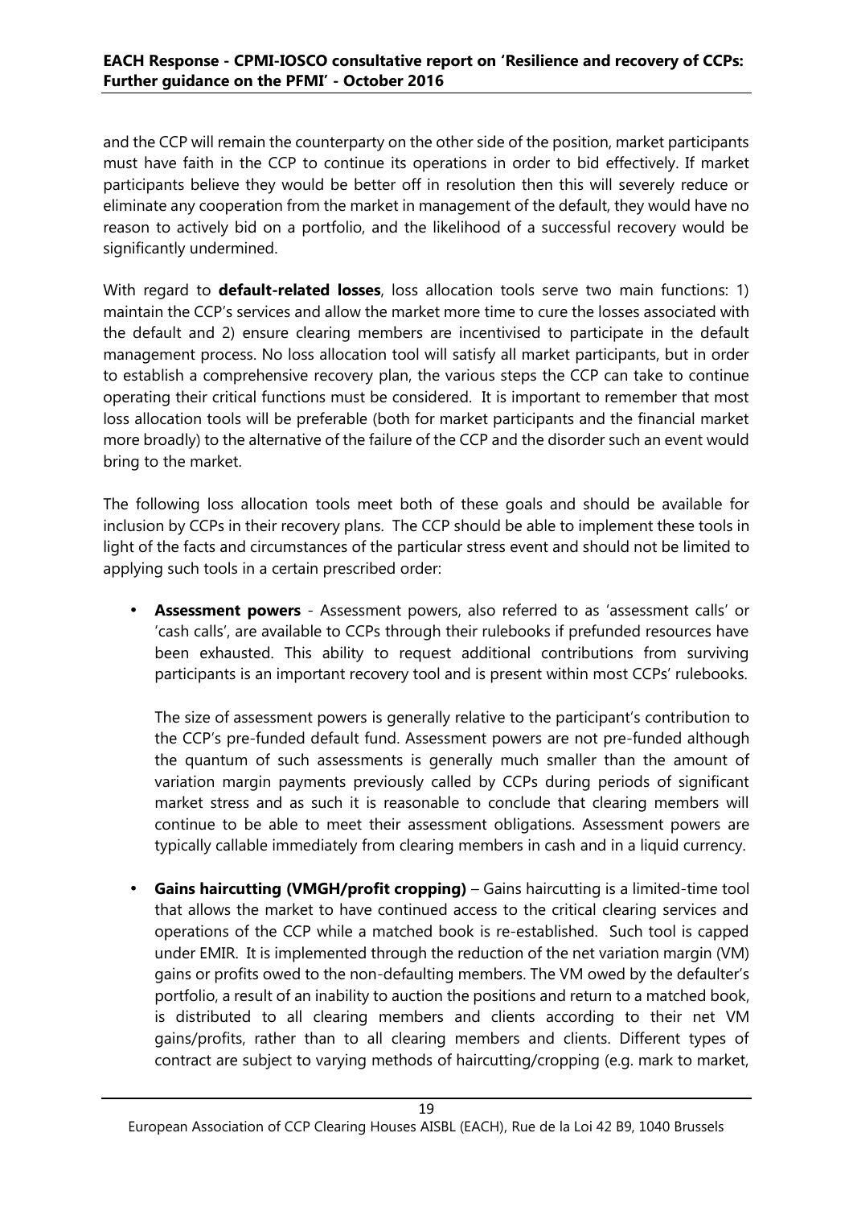and the CCP will remain the counterparty on the other side of the position, market participants must have faith in the CCP to continue its operations in order to bid effectively. If market participants believe they would be better off in resolution then this will severely reduce or eliminate any cooperation from the market in management of the default, they would have no reason to actively bid on a portfolio, and the likelihood of a successful recovery would be significantly undermined.

With regard to **default-related losses**, loss allocation tools serve two main functions: 1) maintain the CCP's services and allow the market more time to cure the losses associated with the default and 2) ensure clearing members are incentivised to participate in the default management process. No loss allocation tool will satisfy all market participants, but in order to establish a comprehensive recovery plan, the various steps the CCP can take to continue operating their critical functions must be considered. It is important to remember that most loss allocation tools will be preferable (both for market participants and the financial market more broadly) to the alternative of the failure of the CCP and the disorder such an event would bring to the market.

The following loss allocation tools meet both of these goals and should be available for inclusion by CCPs in their recovery plans. The CCP should be able to implement these tools in light of the facts and circumstances of the particular stress event and should not be limited to applying such tools in a certain prescribed order:

- **Assessment powers** - Assessment powers, also referred to as 'assessment calls' or 'cash calls', are available to CCPs through their rulebooks if prefunded resources have been exhausted. This ability to request additional contributions from surviving participants is an important recovery tool and is present within most CCPs' rulebooks.

  The size of assessment powers is generally relative to the participant's contribution to the CCP's pre-funded default fund. Assessment powers are not pre-funded although the quantum of such assessments is generally much smaller than the amount of variation margin payments previously called by CCPs during periods of significant market stress and as such it is reasonable to conclude that clearing members will continue to be able to meet their assessment obligations. Assessment powers are typically callable immediately from clearing members in cash and in a liquid currency.

- **Gains haircutting (VMGH/profit cropping)** – Gains haircutting is a limited-time tool that allows the market to have continued access to the critical clearing services and operations of the CCP while a matched book is re-established. Such tool is capped under EMIR. It is implemented through the reduction of the net variation margin (VM) gains or profits owed to the non-defaulting members. The VM owed by the defaulter's portfolio, a result of an inability to auction the positions and return to a matched book, is distributed to all clearing members and clients according to their net VM gains/profits, rather than to all clearing members and clients. Different types of contract are subject to varying methods of haircutting/cropping (e.g. mark to market,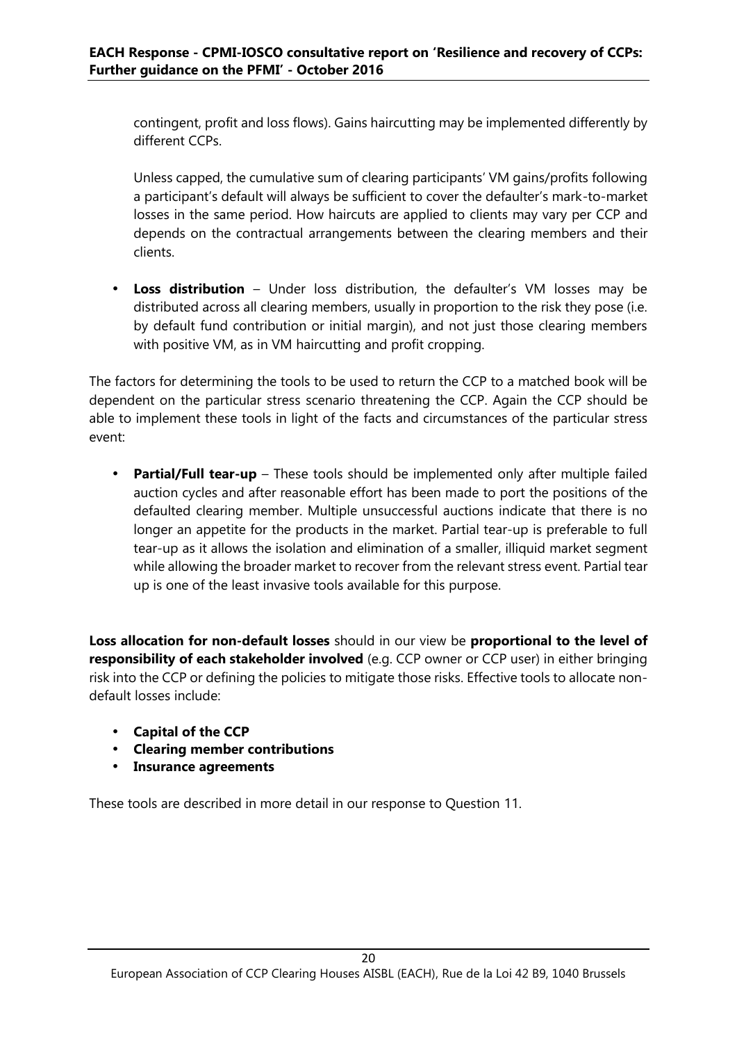contingent, profit and loss flows). Gains haircutting may be implemented differently by different CCPs.

Unless capped, the cumulative sum of clearing participants' VM gains/profits following a participant's default will always be sufficient to cover the defaulter's mark-to-market losses in the same period. How haircuts are applied to clients may vary per CCP and depends on the contractual arrangements between the clearing members and their clients.

- **Loss distribution** – Under loss distribution, the defaulter's VM losses may be distributed across all clearing members, usually in proportion to the risk they pose (i.e. by default fund contribution or initial margin), and not just those clearing members with positive VM, as in VM haircutting and profit cropping.

The factors for determining the tools to be used to return the CCP to a matched book will be dependent on the particular stress scenario threatening the CCP. Again the CCP should be able to implement these tools in light of the facts and circumstances of the particular stress event:

- **Partial/Full tear-up** – These tools should be implemented only after multiple failed auction cycles and after reasonable effort has been made to port the positions of the defaulted clearing member. Multiple unsuccessful auctions indicate that there is no longer an appetite for the products in the market. Partial tear-up is preferable to full tear-up as it allows the isolation and elimination of a smaller, illiquid market segment while allowing the broader market to recover from the relevant stress event. Partial tear up is one of the least invasive tools available for this purpose.

**Loss allocation for non-default losses** should in our view be **proportional to the level of responsibility of each stakeholder involved** (e.g. CCP owner or CCP user) in either bringing risk into the CCP or defining the policies to mitigate those risks. Effective tools to allocate non-default losses include:

- **Capital of the CCP**
- **Clearing member contributions**
- **Insurance agreements**

These tools are described in more detail in our response to Question 11.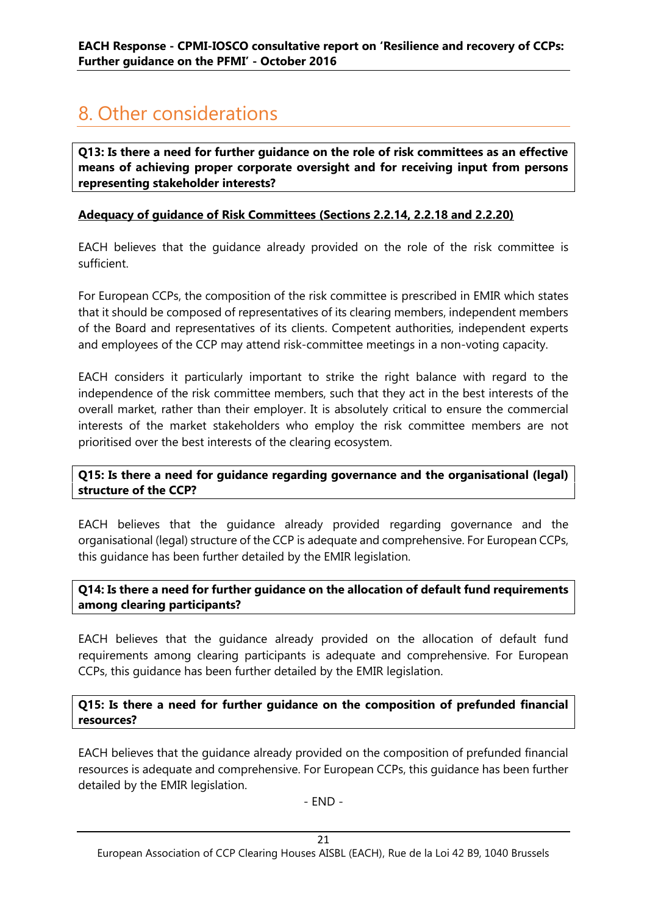# 8. Other considerations

**Q13: Is there a need for further guidance on the role of risk committees as an effective means of achieving proper corporate oversight and for receiving input from persons representing stakeholder interests?**

**Adequacy of guidance of Risk Committees (Sections 2.2.14, 2.2.18 and 2.2.20)**

EACH believes that the guidance already provided on the role of the risk committee is sufficient.

For European CCPs, the composition of the risk committee is prescribed in EMIR which states that it should be composed of representatives of its clearing members, independent members of the Board and representatives of its clients. Competent authorities, independent experts and employees of the CCP may attend risk-committee meetings in a non-voting capacity.

EACH considers it particularly important to strike the right balance with regard to the independence of the risk committee members, such that they act in the best interests of the overall market, rather than their employer. It is absolutely critical to ensure the commercial interests of the market stakeholders who employ the risk committee members are not prioritised over the best interests of the clearing ecosystem.

**Q15: Is there a need for guidance regarding governance and the organisational (legal) structure of the CCP?**

EACH believes that the guidance already provided regarding governance and the organisational (legal) structure of the CCP is adequate and comprehensive. For European CCPs, this guidance has been further detailed by the EMIR legislation.

**Q14: Is there a need for further guidance on the allocation of default fund requirements among clearing participants?**

EACH believes that the guidance already provided on the allocation of default fund requirements among clearing participants is adequate and comprehensive. For European CCPs, this guidance has been further detailed by the EMIR legislation.

**Q15: Is there a need for further guidance on the composition of prefunded financial resources?**

EACH believes that the guidance already provided on the composition of prefunded financial resources is adequate and comprehensive. For European CCPs, this guidance has been further detailed by the EMIR legislation.

- END -